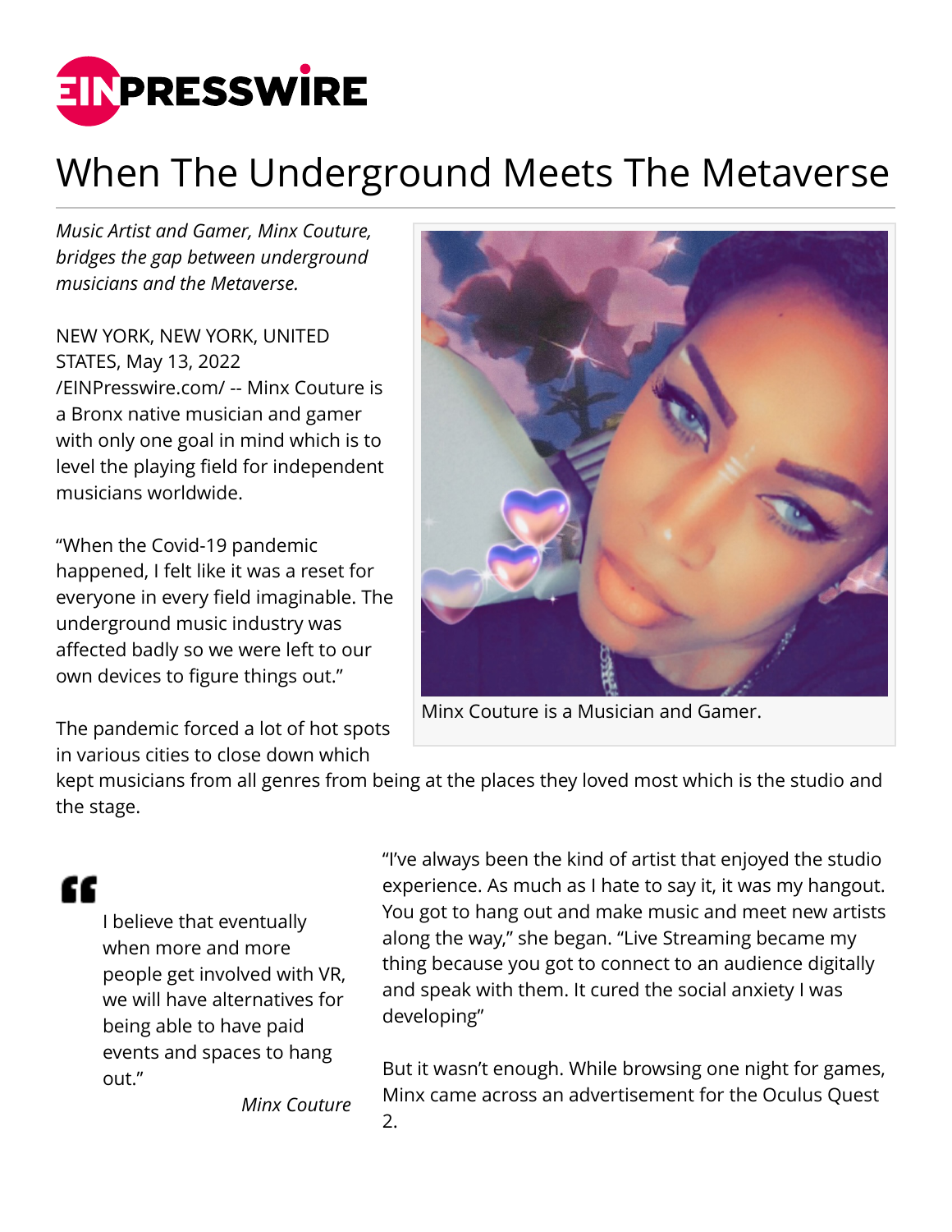# When The Underground Meets The Metaverse

*Music Artist and Gamer, Minx Couture, bridges the gap between underground musicians and the Metaverse.*

NEW YORK, NEW YORK, UNITED STATES, May 13, 2022 /EINPresswire.com/ -- Minx Couture is a Bronx native musician and gamer with only one goal in mind which is to level the playing field for independent musicians worldwide.

Minx Couture is a Musician and Gamer.

"When the Covid-19 pandemic happened, I felt like it was a reset for everyone in every field imaginable. The underground music industry was affected badly so we were left to our own devices to figure things out."

The pandemic forced a lot of hot spots in various cities to close down which kept musicians from all genres from being at the places they loved most which is the studio and the stage.

> I believe that eventually when more and more people get involved with VR, we will have alternatives for being able to have paid events and spaces to hang out."
>
> *Minx Couture*

"I've always been the kind of artist that enjoyed the studio experience. As much as I hate to say it, it was my hangout. You got to hang out and make music and meet new artists along the way," she began. "Live Streaming became my thing because you got to connect to an audience digitally and speak with them. It cured the social anxiety I was developing"

But it wasn't enough. While browsing one night for games, Minx came across an advertisement for the Oculus Quest 2.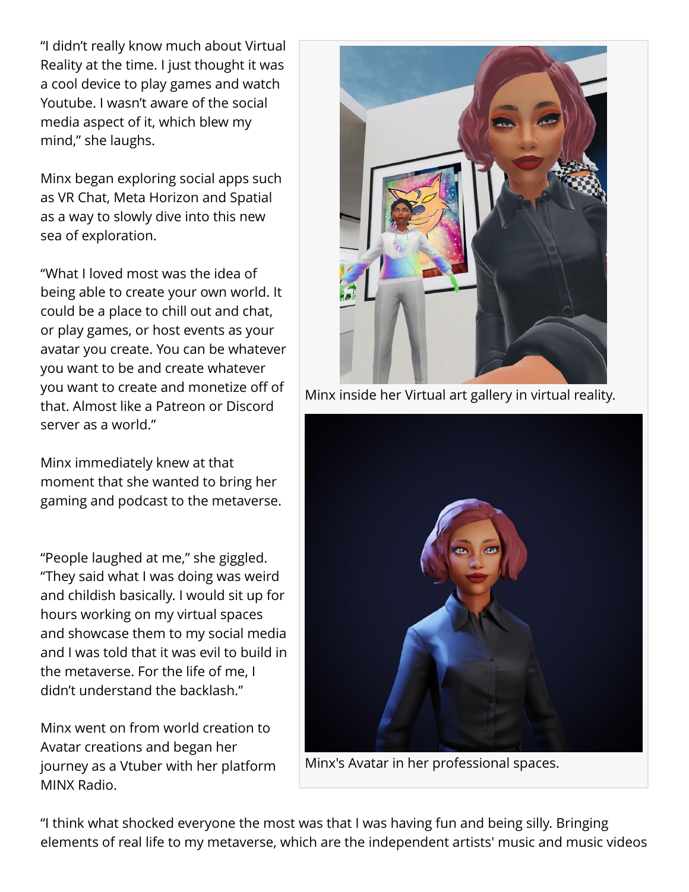"I didn't really know much about Virtual Reality at the time. I just thought it was a cool device to play games and watch Youtube. I wasn't aware of the social media aspect of it, which blew my mind," she laughs.

Minx began exploring social apps such as VR Chat, Meta Horizon and Spatial as a way to slowly dive into this new sea of exploration.

"What I loved most was the idea of being able to create your own world. It could be a place to chill out and chat, or play games, or host events as your avatar you create. You can be whatever you want to be and create whatever you want to create and monetize off of that. Almost like a Patreon or Discord server as a world."

Minx immediately knew at that moment that she wanted to bring her gaming and podcast to the metaverse.

"People laughed at me," she giggled. "They said what I was doing was weird and childish basically. I would sit up for hours working on my virtual spaces and showcase them to my social media and I was told that it was evil to build in the metaverse. For the life of me, I didn't understand the backlash."

Minx went on from world creation to Avatar creations and began her journey as a Vtuber with her platform MINX Radio.

Minx inside her Virtual art gallery in virtual reality.

Minx's Avatar in her professional spaces.

"I think what shocked everyone the most was that I was having fun and being silly. Bringing elements of real life to my metaverse, which are the independent artists' music and music videos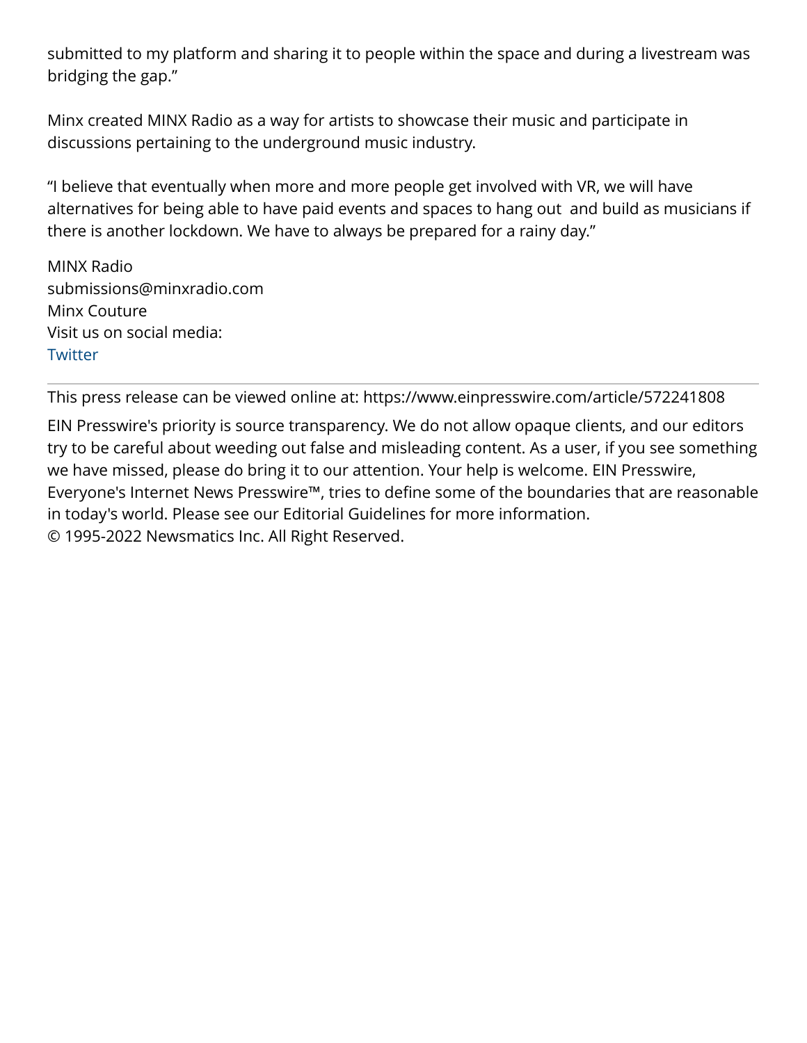submitted to my platform and sharing it to people within the space and during a livestream was bridging the gap."

Minx created MINX Radio as a way for artists to showcase their music and participate in discussions pertaining to the underground music industry.

"I believe that eventually when more and more people get involved with VR, we will have alternatives for being able to have paid events and spaces to hang out and build as musicians if there is another lockdown. We have to always be prepared for a rainy day."

MINX Radio
submissions@minxradio.com
Minx Couture
Visit us on social media:
Twitter

---

This press release can be viewed online at: https://www.einpresswire.com/article/572241808

EIN Presswire's priority is source transparency. We do not allow opaque clients, and our editors try to be careful about weeding out false and misleading content. As a user, if you see something we have missed, please do bring it to our attention. Your help is welcome. EIN Presswire, Everyone's Internet News Presswire™, tries to define some of the boundaries that are reasonable in today's world. Please see our Editorial Guidelines for more information.
© 1995-2022 Newsmatics Inc. All Right Reserved.